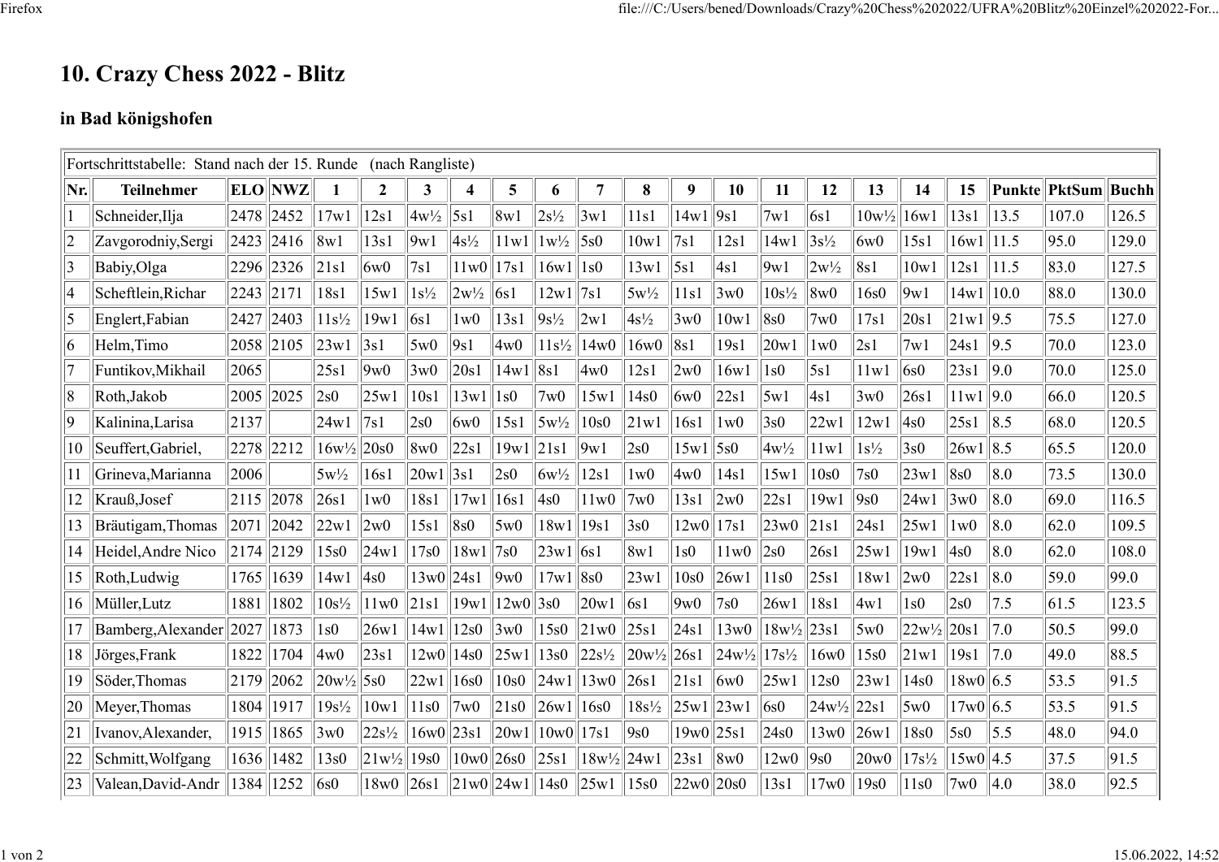# 10. Crazy Chess 2022 - Blitz

## in Bad königshofen

| Fortschrittstabelle: Stand nach der 15. Runde (nach Rangliste) | | | | | | | | | | | | | | | | | | | | | |
|---|---|---|---|---|---|---|---|---|---|---|---|---|---|---|---|---|---|---|---|---|---|
| Nr. | Teilnehmer | ELO | NWZ | 1 | 2 | 3 | 4 | 5 | 6 | 7 | 8 | 9 | 10 | 11 | 12 | 13 | 14 | 15 | Punkte | PktSum | Buchh |
| 1 | Schneider,Ilja | 2478 | 2452 | 17w1 | 12s1 | 4w½ | 5s1 | 8w1 | 2s½ | 3w1 | 11s1 | 14w1 | 9s1 | 7w1 | 6s1 | 10w½ | 16w1 | 13s1 | 13.5 | 107.0 | 126.5 |
| 2 | Zavgorodniy,Sergi | 2423 | 2416 | 8w1 | 13s1 | 9w1 | 4s½ | 11w1 | 1w½ | 5s0 | 10w1 | 7s1 | 12s1 | 14w1 | 3s½ | 6w0 | 15s1 | 16w1 | 11.5 | 95.0 | 129.0 |
| 3 | Babiy,Olga | 2296 | 2326 | 21s1 | 6w0 | 7s1 | 11w0 | 17s1 | 16w1 | 1s0 | 13w1 | 5s1 | 4s1 | 9w1 | 2w½ | 8s1 | 10w1 | 12s1 | 11.5 | 83.0 | 127.5 |
| 4 | Scheftlein,Richar | 2243 | 2171 | 18s1 | 15w1 | 1s½ | 2w½ | 6s1 | 12w1 | 7s1 | 5w½ | 11s1 | 3w0 | 10s½ | 8w0 | 16s0 | 9w1 | 14w1 | 10.0 | 88.0 | 130.0 |
| 5 | Englert,Fabian | 2427 | 2403 | 11s½ | 19w1 | 6s1 | 1w0 | 13s1 | 9s½ | 2w1 | 4s½ | 3w0 | 10w1 | 8s0 | 7w0 | 17s1 | 20s1 | 21w1 | 9.5 | 75.5 | 127.0 |
| 6 | Helm,Timo | 2058 | 2105 | 23w1 | 3s1 | 5w0 | 9s1 | 4w0 | 11s½ | 14w0 | 16w0 | 8s1 | 19s1 | 20w1 | 1w0 | 2s1 | 7w1 | 24s1 | 9.5 | 70.0 | 123.0 |
| 7 | Funtikov,Mikhail | 2065 | | 25s1 | 9w0 | 3w0 | 20s1 | 14w1 | 8s1 | 4w0 | 12s1 | 2w0 | 16w1 | 1s0 | 5s1 | 11w1 | 6s0 | 23s1 | 9.0 | 70.0 | 125.0 |
| 8 | Roth,Jakob | 2005 | 2025 | 2s0 | 25w1 | 10s1 | 13w1 | 1s0 | 7w0 | 15w1 | 14s0 | 6w0 | 22s1 | 5w1 | 4s1 | 3w0 | 26s1 | 11w1 | 9.0 | 66.0 | 120.5 |
| 9 | Kalinina,Larisa | 2137 | | 24w1 | 7s1 | 2s0 | 6w0 | 15s1 | 5w½ | 10s0 | 21w1 | 16s1 | 1w0 | 3s0 | 22w1 | 12w1 | 4s0 | 25s1 | 8.5 | 68.0 | 120.5 |
| 10 | Seuffert,Gabriel, | 2278 | 2212 | 16w½ | 20s0 | 8w0 | 22s1 | 19w1 | 21s1 | 9w1 | 2s0 | 15w1 | 5s0 | 4w½ | 11w1 | 1s½ | 3s0 | 26w1 | 8.5 | 65.5 | 120.0 |
| 11 | Grineva,Marianna | 2006 | | 5w½ | 16s1 | 20w1 | 3s1 | 2s0 | 6w½ | 12s1 | 1w0 | 4w0 | 14s1 | 15w1 | 10s0 | 7s0 | 23w1 | 8s0 | 8.0 | 73.5 | 130.0 |
| 12 | Krauß,Josef | 2115 | 2078 | 26s1 | 1w0 | 18s1 | 17w1 | 16s1 | 4s0 | 11w0 | 7w0 | 13s1 | 2w0 | 22s1 | 19w1 | 9s0 | 24w1 | 3w0 | 8.0 | 69.0 | 116.5 |
| 13 | Bräutigam,Thomas | 2071 | 2042 | 22w1 | 2w0 | 15s1 | 8s0 | 5w0 | 18w1 | 19s1 | 3s0 | 12w0 | 17s1 | 23w0 | 21s1 | 24s1 | 25w1 | 1w0 | 8.0 | 62.0 | 109.5 |
| 14 | Heidel,Andre Nico | 2174 | 2129 | 15s0 | 24w1 | 17s0 | 18w1 | 7s0 | 23w1 | 6s1 | 8w1 | 1s0 | 11w0 | 2s0 | 26s1 | 25w1 | 19w1 | 4s0 | 8.0 | 62.0 | 108.0 |
| 15 | Roth,Ludwig | 1765 | 1639 | 14w1 | 4s0 | 13w0 | 24s1 | 9w0 | 17w1 | 8s0 | 23w1 | 10s0 | 26w1 | 11s0 | 25s1 | 18w1 | 2w0 | 22s1 | 8.0 | 59.0 | 99.0 |
| 16 | Müller,Lutz | 1881 | 1802 | 10s½ | 11w0 | 21s1 | 19w1 | 12w0 | 3s0 | 20w1 | 6s1 | 9w0 | 7s0 | 26w1 | 18s1 | 4w1 | 1s0 | 2s0 | 7.5 | 61.5 | 123.5 |
| 17 | Bamberg,Alexander | 2027 | 1873 | 1s0 | 26w1 | 14w1 | 12s0 | 3w0 | 15s0 | 21w0 | 25s1 | 24s1 | 13w0 | 18w½ | 23s1 | 5w0 | 22w½ | 20s1 | 7.0 | 50.5 | 99.0 |
| 18 | Jörges,Frank | 1822 | 1704 | 4w0 | 23s1 | 12w0 | 14s0 | 25w1 | 13s0 | 22s½ | 20w½ | 26s1 | 24w½ | 17s½ | 16w0 | 15s0 | 21w1 | 19s1 | 7.0 | 49.0 | 88.5 |
| 19 | Söder,Thomas | 2179 | 2062 | 20w½ | 5s0 | 22w1 | 16s0 | 10s0 | 24w1 | 13w0 | 26s1 | 21s1 | 6w0 | 25w1 | 12s0 | 23w1 | 14s0 | 18w0 | 6.5 | 53.5 | 91.5 |
| 20 | Meyer,Thomas | 1804 | 1917 | 19s½ | 10w1 | 11s0 | 7w0 | 21s0 | 26w1 | 16s0 | 18s½ | 25w1 | 23w1 | 6s0 | 24w½ | 22s1 | 5w0 | 17w0 | 6.5 | 53.5 | 91.5 |
| 21 | Ivanov,Alexander, | 1915 | 1865 | 3w0 | 22s½ | 16w0 | 23s1 | 20w1 | 10w0 | 17s1 | 9s0 | 19w0 | 25s1 | 24s0 | 13w0 | 26w1 | 18s0 | 5s0 | 5.5 | 48.0 | 94.0 |
| 22 | Schmitt,Wolfgang | 1636 | 1482 | 13s0 | 21w½ | 19s0 | 10w0 | 26s0 | 25s1 | 18w½ | 24w1 | 23s1 | 8w0 | 12w0 | 9s0 | 20w0 | 17s½ | 15w0 | 4.5 | 37.5 | 91.5 |
| 23 | Valean,David-Andr | 1384 | 1252 | 6s0 | 18w0 | 26s1 | 21w0 | 24w1 | 14s0 | 25w1 | 15s0 | 22w0 | 20s0 | 13s1 | 17w0 | 19s0 | 11s0 | 7w0 | 4.0 | 38.0 | 92.5 |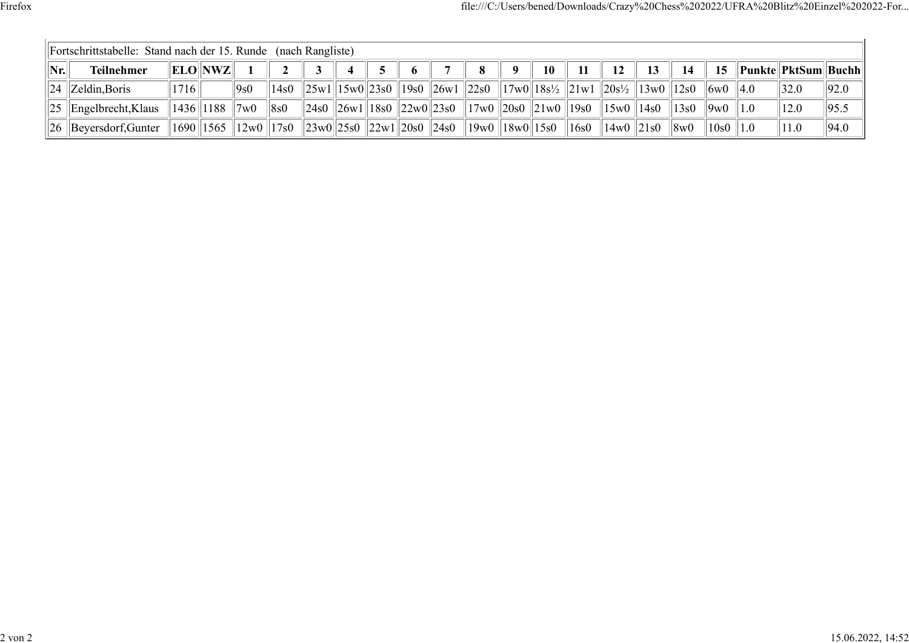| Fortschrittstabelle: Stand nach der 15. Runde (nach Rangliste) | | | | | | | | | | | | | | | | | | | | | |
|---|---|---|---|---|---|---|---|---|---|---|---|---|---|---|---|---|---|---|---|---|---|
| **Nr.** | **Teilnehmer** | **ELO** | **NWZ** | **1** | **2** | **3** | **4** | **5** | **6** | **7** | **8** | **9** | **10** | **11** | **12** | **13** | **14** | **15** | **Punkte** | **PktSum** | **Buchh** |
| 24 | Zeldin,Boris | 1716 | | 9s0 | 14s0 | 25w1 | 15w0 | 23s0 | 19s0 | 26w1 | 22s0 | 17w0 | 18s½ | 21w1 | 20s½ | 13w0 | 12s0 | 6w0 | 4.0 | 32.0 | 92.0 |
| 25 | Engelbrecht,Klaus | 1436 | 1188 | 7w0 | 8s0 | 24s0 | 26w1 | 18s0 | 22w0 | 23s0 | 17w0 | 20s0 | 21w0 | 19s0 | 15w0 | 14s0 | 13s0 | 9w0 | 1.0 | 12.0 | 95.5 |
| 26 | Beyersdorf,Gunter | 1690 | 1565 | 12w0 | 17s0 | 23w0 | 25s0 | 22w1 | 20s0 | 24s0 | 19w0 | 18w0 | 15s0 | 16s0 | 14w0 | 21s0 | 8w0 | 10s0 | 1.0 | 11.0 | 94.0 |